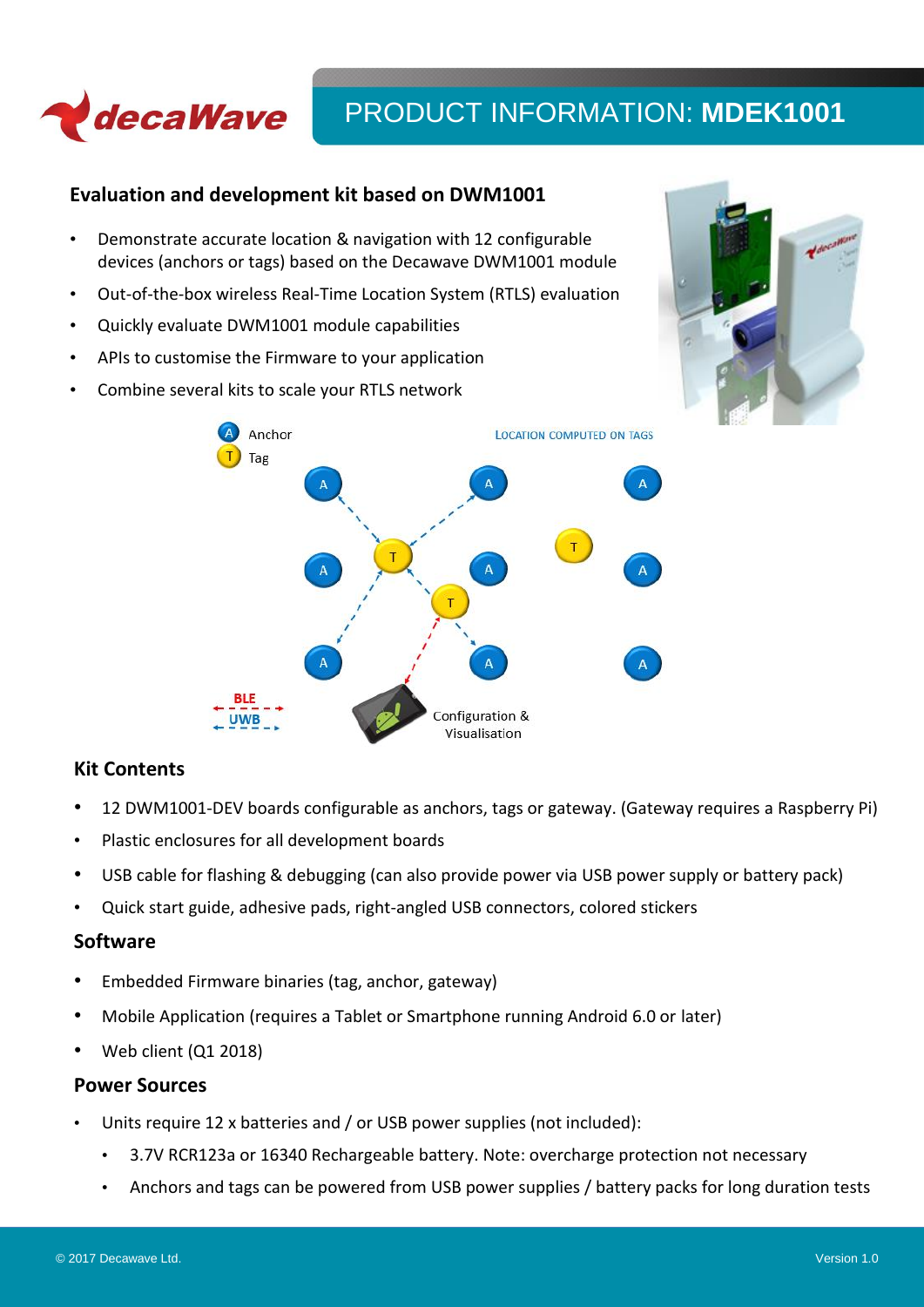# PRODUCT INFORMATION: **MDEK1001**

## Evaluation and development kit based on DWM1001

- Demonstrate accurate location & navigation with 12 configurable devices (anchors or tags) based on the Decawave DWM1001 module
- Out-of-the-box wireless Real-Time Location System (RTLS) evaluation
- Quickly evaluate DWM1001 module capabilities
- APIs to customise the Firmware to your application
- Combine several kits to scale your RTLS network

## Kit Contents

- 12 DWM1001-DEV boards configurable as anchors, tags or gateway. (Gateway requires a Raspberry Pi)
- Plastic enclosures for all development boards
- USB cable for flashing & debugging (can also provide power via USB power supply or battery pack)
- Quick start guide, adhesive pads, right-angled USB connectors, colored stickers

## Software

- Embedded Firmware binaries (tag, anchor, gateway)
- Mobile Application (requires a Tablet or Smartphone running Android 6.0 or later)
- Web client (Q1 2018)

## Power Sources

- Units require 12 x batteries and / or USB power supplies (not included):
  - 3.7V RCR123a or 16340 Rechargeable battery. Note: overcharge protection not necessary
  - Anchors and tags can be powered from USB power supplies / battery packs for long duration tests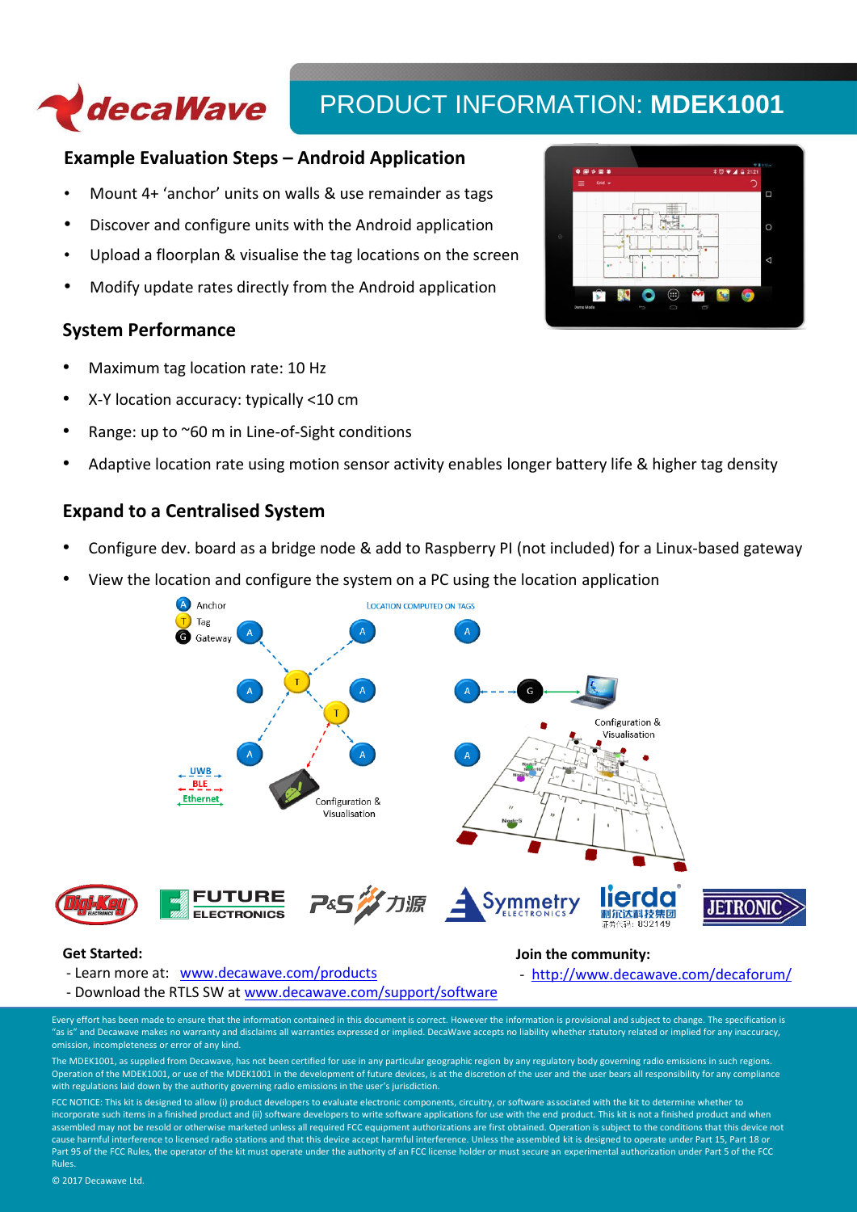## PRODUCT INFORMATION: MDEK1001

### Example Evaluation Steps – Android Application

- Mount 4+ 'anchor' units on walls & use remainder as tags
- Discover and configure units with the Android application
- Upload a floorplan & visualise the tag locations on the screen
- Modify update rates directly from the Android application

### System Performance

- Maximum tag location rate: 10 Hz
- X-Y location accuracy: typically <10 cm
- Range: up to ~60 m in Line-of-Sight conditions
- Adaptive location rate using motion sensor activity enables longer battery life & higher tag density

### Expand to a Centralised System

- Configure dev. board as a bridge node & add to Raspberry PI (not included) for a Linux-based gateway
- View the location and configure the system on a PC using the location application

A Anchor
T Tag
G Gateway

LOCATION COMPUTED ON TAGS

UWB
BLE
Ethernet

Configuration & Visualisation

Configuration & Visualisation

**Get Started:**

- Learn more at: www.decawave.com/products
- Download the RTLS SW at www.decawave.com/support/software

**Join the community:**

- http://www.decawave.com/decaforum/

Every effort has been made to ensure that the information contained in this document is correct. However the information is provisional and subject to change. The specification is "as is" and Decawave makes no warranty and disclaims all warranties expressed or implied. DecaWave accepts no liability whether statutory related or implied for any inaccuracy, omission, error or lack of any kind.

The MDEK1001, as supplied from Decawave, has not been certified for use in any particular geographic region by any regulatory body governing radio emissions in such regions. Operation of the MDEK1001, or use of the MDEK1001 in the development of future devices, is at the discretion of the user and the user bears all responsibility for any compliance with regulations laid down by the authority governing radio emissions in the user's jurisdiction.

FCC NOTICE: This kit is designed to allow (i) product developers to evaluate electronic components, circuitry, or software associated with the kit to determine whether to incorporate such items in a finished product and (ii) software developers to write software applications for use with the end product. This kit is not a finished product and when assembled may not be resold or otherwise marketed unless all required FCC equipment authorizations are first obtained. Operation is subject to the conditions that this device not cause harmful interference to licensed radio stations and that this device accept harmful interference. Unless the assembled kit is designed to operate under Part 15, Part 18 or Part 95 of the FCC Rules, the operator of the kit must operate under the authority of an FCC license holder or must secure an experimental authorization under Part 5 of the FCC Rules.

© 2017 Decawave Ltd.